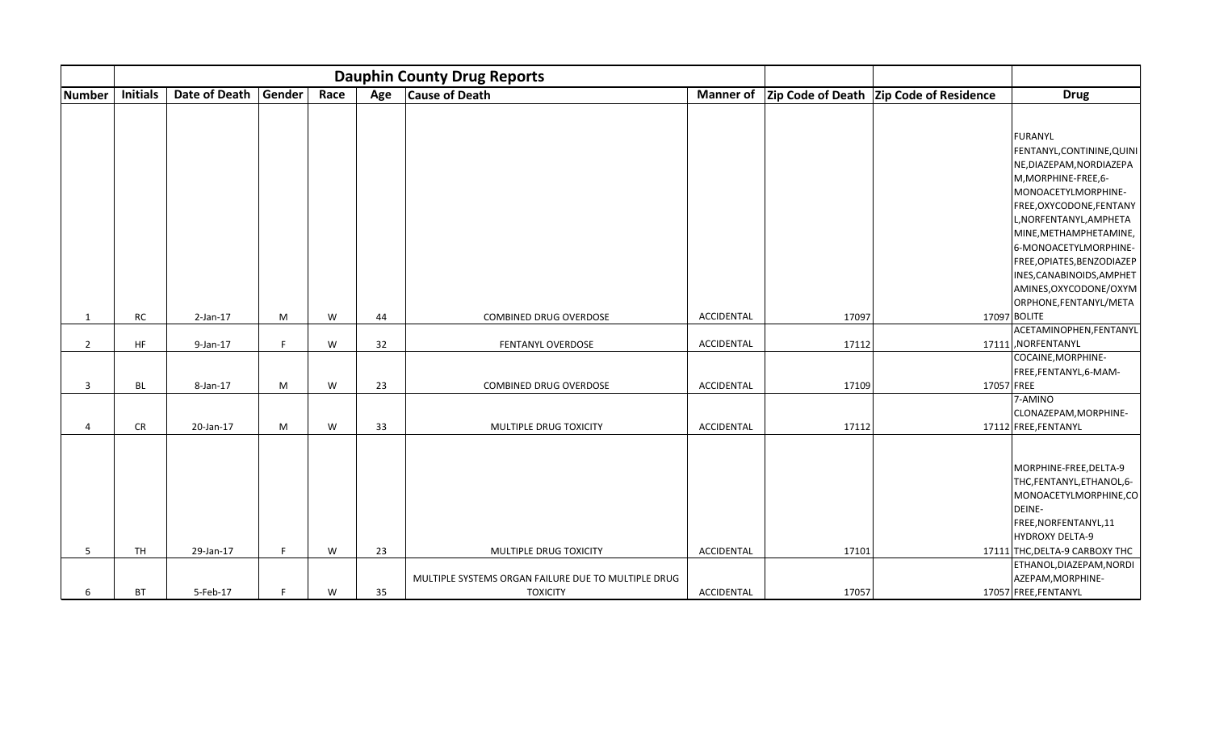| | Dauphin County Drug Reports | | | | | | | | | |
|---|---|---|---|---|---|---|---|---|---|---|
| Number | Initials | Date of Death | Gender | Race | Age | Cause of Death | Manner of | Zip Code of Death | Zip Code of Residence | Drug |
| 1 | RC | 2-Jan-17 | M | W | 44 | COMBINED DRUG OVERDOSE | ACCIDENTAL | 17097 | 17097 | FURANYL FENTANYL,CONTININE,QUININE,DIAZEPAM,NORDIAZEPAM,MORPHINE-FREE,6-MONOACETYLMORPHINE-FREE,OXYCODONE,FENTANYL,NORFENTANYL,AMPHETAMINE,METHAMPHETAMINE,6-MONOACETYLMORPHINE-FREE,OPIATES,BENZODIAZEPINES,CANABINOIDS,AMPHETAMINES,OXYCODONE/OXYMORPHONE,FENTANYL/METABOLITE |
| 2 | HF | 9-Jan-17 | F | W | 32 | FENTANYL OVERDOSE | ACCIDENTAL | 17112 | 17111 | ACETAMINOPHEN,FENTANYL,NORFENTANYL |
| 3 | BL | 8-Jan-17 | M | W | 23 | COMBINED DRUG OVERDOSE | ACCIDENTAL | 17109 | 17057 | COCAINE,MORPHINE-FREE,FENTANYL,6-MAM-FREE |
| 4 | CR | 20-Jan-17 | M | W | 33 | MULTIPLE DRUG TOXICITY | ACCIDENTAL | 17112 | 17112 | 7-AMINO CLONAZEPAM,MORPHINE-FREE,FENTANYL |
| 5 | TH | 29-Jan-17 | F | W | 23 | MULTIPLE DRUG TOXICITY | ACCIDENTAL | 17101 | 17111 | MORPHINE-FREE,DELTA-9 THC,FENTANYL,ETHANOL,6-MONOACETYLMORPHINE,CODEINE-FREE,NORFENTANYL,11 HYDROXY DELTA-9 THC,DELTA-9 CARBOXY THC |
| 6 | BT | 5-Feb-17 | F | W | 35 | MULTIPLE SYSTEMS ORGAN FAILURE DUE TO MULTIPLE DRUG TOXICITY | ACCIDENTAL | 17057 | 17057 | ETHANOL,DIAZEPAM,NORDIAZEPAM,MORPHINE-FREE,FENTANYL |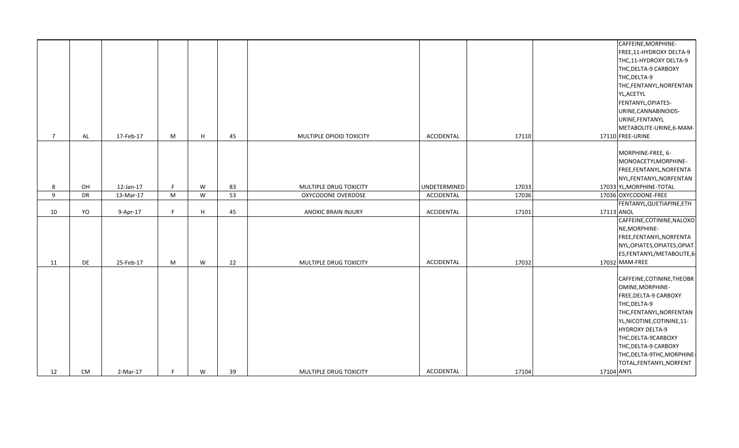| | | | | | | | | | | |
|---|---|---|---|---|---|---|---|---|---|---|
| 7 | AL | 17-Feb-17 | M | H | 45 | MULTIPLE OPIOID TOXICITY | ACCIDENTAL | 17110 | 17110 | CAFFEINE,MORPHINE-FREE,11-HYDROXY DELTA-9 THC,11-HYDROXY DELTA-9 THC,DELTA-9 CARBOXY THC,DELTA-9 THC,FENTANYL,NORFENTANYL,ACETYL FENTANYL,OPIATES-URINE,CANNABINOIDS-URINE,FENTANYL METABOLITE-URINE,6-MAM-FREE-URINE |
| 8 | OH | 12-Jan-17 | F | W | 83 | MULTIPLE DRUG TOXICITY | UNDETERMINED | 17033 | 17033 | MORPHINE-FREE, 6-MONOACETYLMORPHINE-FREE,FENTANYL,NORFENTANYL,FENTANYL,NORFENTANYL,MORPHINE-TOTAL |
| 9 | DR | 13-Mar-17 | M | W | 53 | OXYCODONE OVERDOSE | ACCIDENTAL | 17036 | 17036 | OXYCODONE-FREE |
| 10 | YO | 9-Apr-17 | F | H | 45 | ANOXIC BRAIN INJURY | ACCIDENTAL | 17101 | 17113 | FENTANYL,QUETIAPINE,ETHANOL |
| 11 | DE | 25-Feb-17 | M | W | 22 | MULTIPLE DRUG TOXICITY | ACCIDENTAL | 17032 | 17032 | CAFFEINE,COTININE,NALOXONE,MORPHINE-FREE,FENTANYL,NORFENTANYL,OPIATES,OPIATES,OPIATES,FENTANYL/METABOLITE,6-MAM-FREE |
| 12 | CM | 2-Mar-17 | F | W | 39 | MULTIPLE DRUG TOXICITY | ACCIDENTAL | 17104 | 17104 | CAFFEINE,COTININE,THEOBROMINE,MORPHINE-FREE,DELTA-9 CARBOXY THC,DELTA-9 THC,FENTANYL,NORFENTANYL,NICOTINE,COTININE,11-HYDROXY DELTA-9 THC,DELTA-9CARBOXY THC,DELTA-9 CARBOXY THC,DELTA-9THC,MORPHINE-TOTAL,FENTANYL,NORFENTANYL |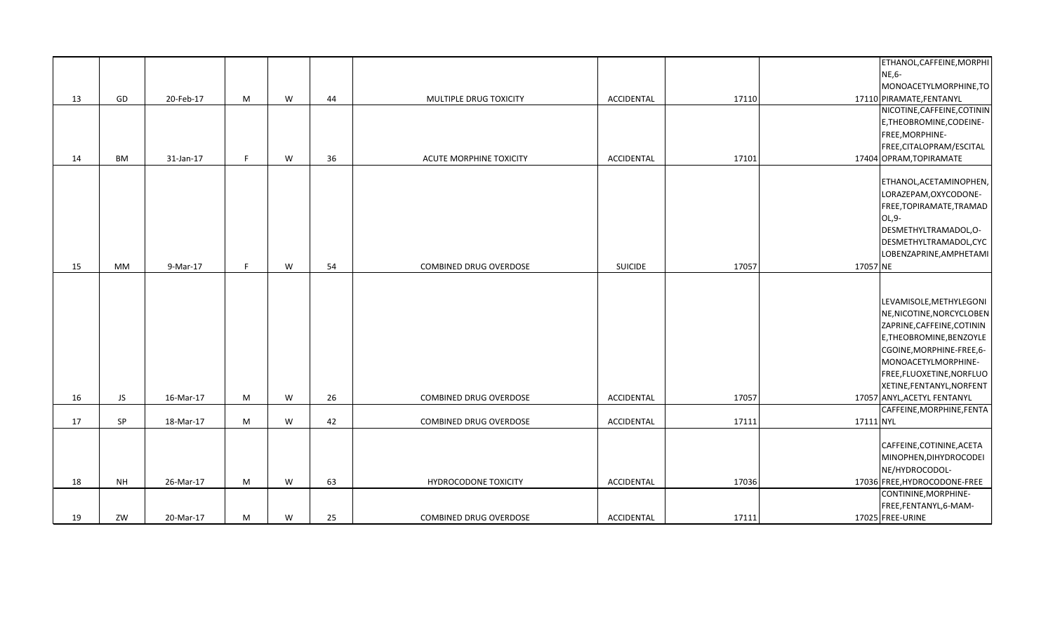| | | | | | | | | | | |
|---|---|---|---|---|---|---|---|---|---|---|
| 13 | GD | 20-Feb-17 | M | W | 44 | MULTIPLE DRUG TOXICITY | ACCIDENTAL | 17110 | 17110 | ETHANOL,CAFFEINE,MORPHINE,6-MONOACETYLMORPHINE,TOPIRAMATE,FENTANYL |
| 14 | BM | 31-Jan-17 | F | W | 36 | ACUTE MORPHINE TOXICITY | ACCIDENTAL | 17101 | 17404 | NICOTINE,CAFFEINE,COTININE,THEOBROMINE,CODEINE-FREE,MORPHINE-FREE,CITALOPRAM/ESCITALOPRAM,TOPIRAMATE |
| 15 | MM | 9-Mar-17 | F | W | 54 | COMBINED DRUG OVERDOSE | SUICIDE | 17057 | 17057 | ETHANOL,ACETAMINOPHEN,LORAZEPAM,OXYCODONE-FREE,TOPIRAMATE,TRAMADOL,9-DESMETHYLTRAMADOL,O-DESMETHYLTRAMADOL,CYCLOBENZAPRINE,AMPHETAMINE |
| 16 | JS | 16-Mar-17 | M | W | 26 | COMBINED DRUG OVERDOSE | ACCIDENTAL | 17057 | 17057 | LEVAMISOLE,METHYLEGONINE,NICOTINE,NORCYCLOBENZAPRINE,CAFFEINE,COTININE,THEOBROMINE,BENZOYLECGOINE,MORPHINE-FREE,6-MONOACETYLMORPHINE-FREE,FLUOXETINE,NORFLUOXETINE,FENTANYL,NORFENTANYL,ACETYL FENTANYL |
| 17 | SP | 18-Mar-17 | M | W | 42 | COMBINED DRUG OVERDOSE | ACCIDENTAL | 17111 | 17111 | CAFFEINE,MORPHINE,FENTANYL |
| 18 | NH | 26-Mar-17 | M | W | 63 | HYDROCODONE TOXICITY | ACCIDENTAL | 17036 | 17036 | CAFFEINE,COTININE,ACETAMINOPHEN,DIHYDROCODEINE/HYDROCODOL-FREE,HYDROCODONE-FREE |
| 19 | ZW | 20-Mar-17 | M | W | 25 | COMBINED DRUG OVERDOSE | ACCIDENTAL | 17111 | 17025 | CONTININE,MORPHINE-FREE,FENTANYL,6-MAM-FREE-URINE |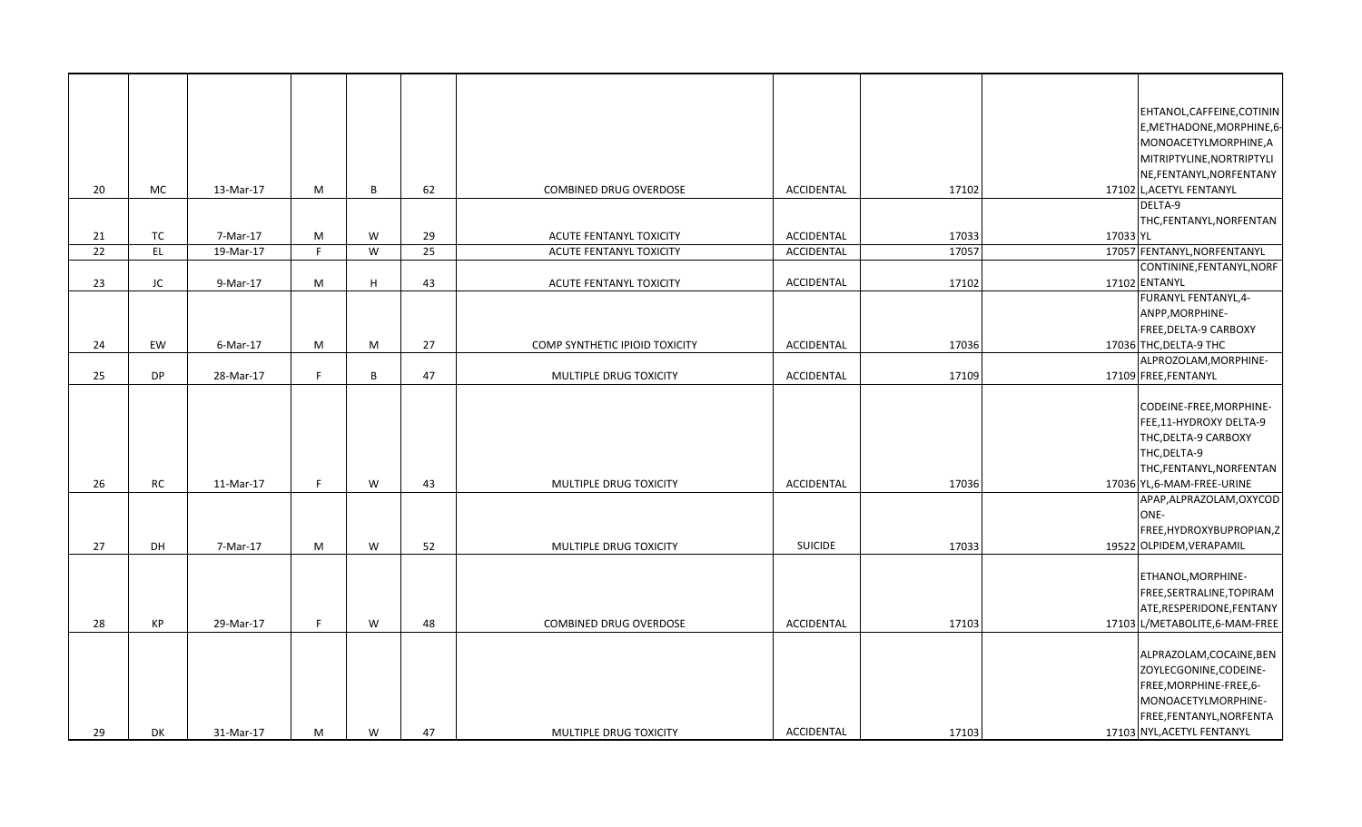| | | | | | | | | | | |
|---|---|---|---|---|---|---|---|---|---|---|
| 20 | MC | 13-Mar-17 | M | B | 62 | COMBINED DRUG OVERDOSE | ACCIDENTAL | 17102 | 17102 | EHTANOL,CAFFEINE,COTININE,METHADONE,MORPHINE,6-MONOACETYLMORPHINE,AMITRIPTYLINE,NORTRIPTYLINE,FENTANYL,NORFENTANYL,ACETYL FENTANYL |
| 21 | TC | 7-Mar-17 | M | W | 29 | ACUTE FENTANYL TOXICITY | ACCIDENTAL | 17033 | 17033 | DELTA-9 THC,FENTANYL,NORFENTANYL |
| 22 | EL | 19-Mar-17 | F | W | 25 | ACUTE FENTANYL TOXICITY | ACCIDENTAL | 17057 | 17057 | FENTANYL,NORFENTANYL |
| 23 | JC | 9-Mar-17 | M | H | 43 | ACUTE FENTANYL TOXICITY | ACCIDENTAL | 17102 | 17102 | CONTININE,FENTANYL,NORFENTANYL |
| 24 | EW | 6-Mar-17 | M | M | 27 | COMP SYNTHETIC IPIOID TOXICITY | ACCIDENTAL | 17036 | 17036 | FURANYL FENTANYL,4-ANPP,MORPHINE-FREE,DELTA-9 CARBOXY THC,DELTA-9 THC |
| 25 | DP | 28-Mar-17 | F | B | 47 | MULTIPLE DRUG TOXICITY | ACCIDENTAL | 17109 | 17109 | ALPROZOLAM,MORPHINE-FREE,FENTANYL |
| 26 | RC | 11-Mar-17 | F | W | 43 | MULTIPLE DRUG TOXICITY | ACCIDENTAL | 17036 | 17036 | CODEINE-FREE,MORPHINE-FEE,11-HYDROXY DELTA-9 THC,DELTA-9 CARBOXY THC,DELTA-9 THC,FENTANYL,NORFENTANYL,6-MAM-FREE-URINE |
| 27 | DH | 7-Mar-17 | M | W | 52 | MULTIPLE DRUG TOXICITY | SUICIDE | 17033 | 19522 | APAP,ALPRAZOLAM,OXYCODONE-FREE,HYDROXYBUPROPIAN,ZOLPIDEM,VERAPAMIL |
| 28 | KP | 29-Mar-17 | F | W | 48 | COMBINED DRUG OVERDOSE | ACCIDENTAL | 17103 | 17103 | ETHANOL,MORPHINE-FREE,SERTRALINE,TOPIRAMATE,RESPERIDONE,FENTANYL/METABOLITE,6-MAM-FREE |
| 29 | DK | 31-Mar-17 | M | W | 47 | MULTIPLE DRUG TOXICITY | ACCIDENTAL | 17103 | 17103 | ALPRAZOLAM,COCAINE,BENZOYLECGONINE,CODEINE-FREE,MORPHINE-FREE,6-MONOACETYLMORPHINE-FREE,FENTANYL,NORFENTANYL,ACETYL FENTANYL |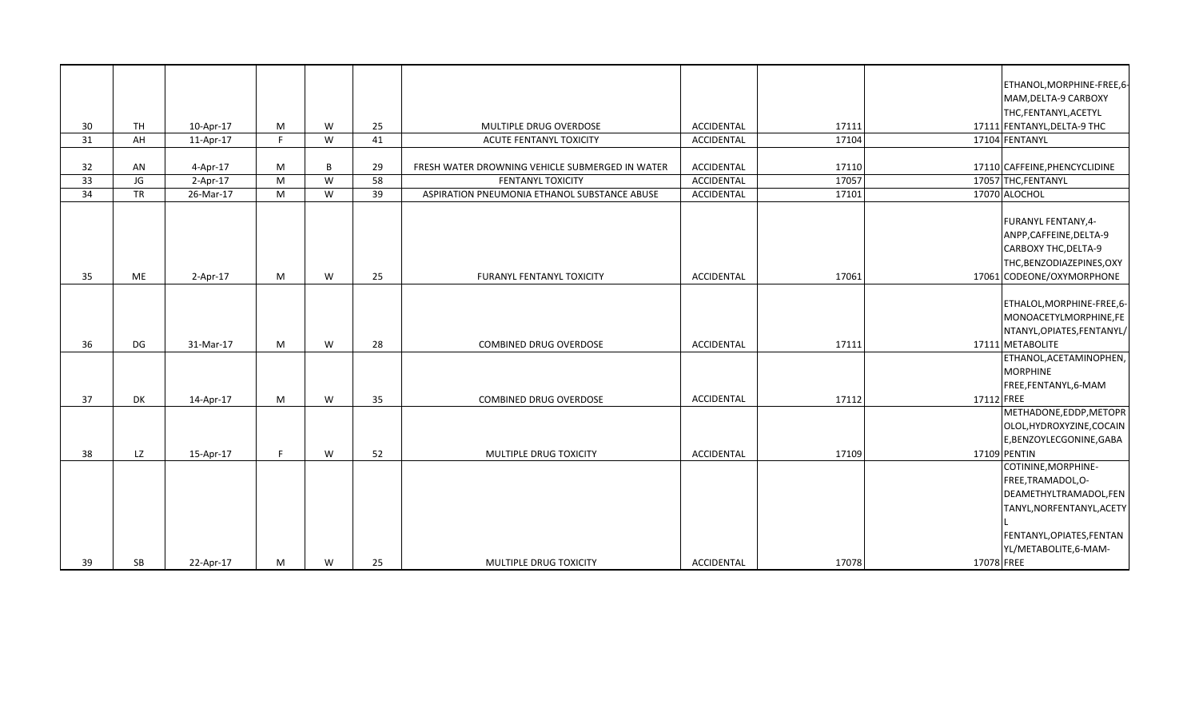| | | | | | | | | | | |
|---|---|---|---|---|---|---|---|---|---|---|
| 30 | TH | 10-Apr-17 | M | W | 25 | MULTIPLE DRUG OVERDOSE | ACCIDENTAL | 17111 | 17111 | ETHANOL,MORPHINE-FREE,6-MAM,DELTA-9 CARBOXY THC,FENTANYL,ACETYL FENTANYL,DELTA-9 THC |
| 31 | AH | 11-Apr-17 | F | W | 41 | ACUTE FENTANYL TOXICITY | ACCIDENTAL | 17104 | 17104 | FENTANYL |
| 32 | AN | 4-Apr-17 | M | B | 29 | FRESH WATER DROWNING VEHICLE SUBMERGED IN WATER | ACCIDENTAL | 17110 | 17110 | CAFFEINE,PHENCYCLIDINE |
| 33 | JG | 2-Apr-17 | M | W | 58 | FENTANYL TOXICITY | ACCIDENTAL | 17057 | 17057 | THC,FENTANYL |
| 34 | TR | 26-Mar-17 | M | W | 39 | ASPIRATION PNEUMONIA ETHANOL SUBSTANCE ABUSE | ACCIDENTAL | 17101 | 17070 | ALOCHOL |
| 35 | ME | 2-Apr-17 | M | W | 25 | FURANYL FENTANYL TOXICITY | ACCIDENTAL | 17061 | 17061 | FURANYL FENTANY,4-ANPP,CAFFEINE,DELTA-9 CARBOXY THC,DELTA-9 THC,BENZODIAZEPINES,OXYCODEONE/OXYMORPHONE |
| 36 | DG | 31-Mar-17 | M | W | 28 | COMBINED DRUG OVERDOSE | ACCIDENTAL | 17111 | 17111 | ETHALOL,MORPHINE-FREE,6-MONOACETYLMORPHINE,FENTANYL,OPIATES,FENTANYL/METABOLITE |
| 37 | DK | 14-Apr-17 | M | W | 35 | COMBINED DRUG OVERDOSE | ACCIDENTAL | 17112 | 17112 | ETHANOL,ACETAMINOPHEN,MORPHINE FREE,FENTANYL,6-MAM FREE |
| 38 | LZ | 15-Apr-17 | F | W | 52 | MULTIPLE DRUG TOXICITY | ACCIDENTAL | 17109 | 17109 | METHADONE,EDDP,METOPROLOL,HYDROXYZINE,COCAINE,BENZOYLECGONINE,GABAPENTIN |
| 39 | SB | 22-Apr-17 | M | W | 25 | MULTIPLE DRUG TOXICITY | ACCIDENTAL | 17078 | 17078 | COTININE,MORPHINE-FREE,TRAMADOL,O-DEAMETHYLTRAMADOL,FENTANYL,NORFENTANYL,ACETYL FENTANYL,OPIATES,FENTANYL/METABOLITE,6-MAM-FREE |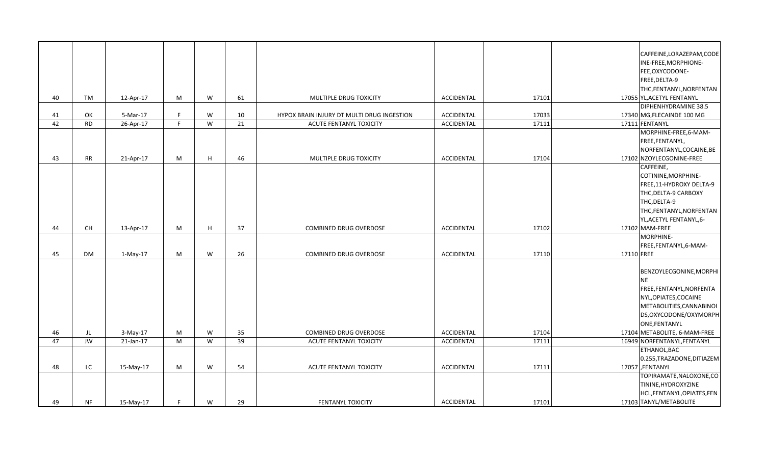| | | | | | | | | | | |
|---|---|---|---|---|---|---|---|---|---|---|
| 40 | TM | 12-Apr-17 | M | W | 61 | MULTIPLE DRUG TOXICITY | ACCIDENTAL | 17101 | 17055 | CAFFEINE,LORAZEPAM,CODEINE-FREE,MORPHIONE-FEE,OXYCODONE-FREE,DELTA-9 THC,FENTANYL,NORFENTANYL,ACETYL FENTANYL |
| 41 | OK | 5-Mar-17 | F | W | 10 | HYPOX BRAIN INJURY DT MULTI DRUG INGESTION | ACCIDENTAL | 17033 | 17340 | DIPHENHYDRAMINE 38.5 MG,FLECAINDE 100 MG |
| 42 | RD | 26-Apr-17 | F | W | 21 | ACUTE FENTANYL TOXICITY | ACCIDENTAL | 17111 | 17111 | FENTANYL |
| 43 | RR | 21-Apr-17 | M | H | 46 | MULTIPLE DRUG TOXICITY | ACCIDENTAL | 17104 | 17102 | MORPHINE-FREE,6-MAM-FREE,FENTANYL, NORFENTANYL,COCAINE,BENZOYLECGONINE-FREE |
| 44 | CH | 13-Apr-17 | M | H | 37 | COMBINED DRUG OVERDOSE | ACCIDENTAL | 17102 | 17102 | CAFFEINE, COTININE,MORPHINE-FREE,11-HYDROXY DELTA-9 THC,DELTA-9 CARBOXY THC,DELTA-9 THC,FENTANYL,NORFENTANYL,ACETYL FENTANYL,6-MAM-FREE |
| 45 | DM | 1-May-17 | M | W | 26 | COMBINED DRUG OVERDOSE | ACCIDENTAL | 17110 | 17110 | MORPHINE-FREE,FENTANYL,6-MAM-FREE |
| 46 | JL | 3-May-17 | M | W | 35 | COMBINED DRUG OVERDOSE | ACCIDENTAL | 17104 | 17104 | BENZOYLECGONINE,MORPHINE FREE,FENTANYL,NORFENTANYL,OPIATES,COCAINE METABOLITIES,CANNABINOIDS,OXYCODONE/OXYMORPHONE,FENTANYL METABOLITE, 6-MAM-FREE |
| 47 | JW | 21-Jan-17 | M | W | 39 | ACUTE FENTANYL TOXICITY | ACCIDENTAL | 17111 | 16949 | NORFENTANYL,FENTANYL |
| 48 | LC | 15-May-17 | M | W | 54 | ACUTE FENTANYL TOXICITY | ACCIDENTAL | 17111 | 17057 | ETHANOL,BAC 0.255,TRAZADONE,DITIAZEM,FENTANYL |
| 49 | NF | 15-May-17 | F | W | 29 | FENTANYL TOXICITY | ACCIDENTAL | 17101 | 17103 | TOPIRAMATE,NALOXONE,COTININE,HYDROXYZINE HCL,FENTANYL,OPIATES,FENTANYL/METABOLITE |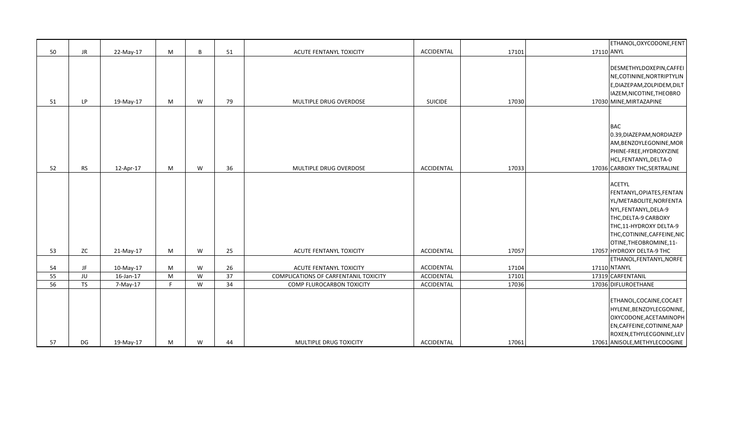| | | | | | | | | | | |
|---|---|---|---|---|---|---|---|---|---|---|
| 50 | JR | 22-May-17 | M | B | 51 | ACUTE FENTANYL TOXICITY | ACCIDENTAL | 17101 | 17110 | ETHANOL,OXYCODONE,FENTANYL |
| 51 | LP | 19-May-17 | M | W | 79 | MULTIPLE DRUG OVERDOSE | SUICIDE | 17030 | 17030 | DESMETHYLDOXEPIN,CAFFEINE,COTININE,NORTRIPTYLINE,DIAZEPAM,ZOLPIDEM,DILTIAZEM,NICOTINE,THEOBROMINE,MIRTAZAPINE |
| 52 | RS | 12-Apr-17 | M | W | 36 | MULTIPLE DRUG OVERDOSE | ACCIDENTAL | 17033 | 17036 | BAC 0.39,DIAZEPAM,NORDIAZEPAM,BENZOYLEGONINE,MORPHINE-FREE,HYDROXYZINE HCL,FENTANYL,DELTA-0 CARBOXY THC,SERTRALINE |
| 53 | ZC | 21-May-17 | M | W | 25 | ACUTE FENTANYL TOXICITY | ACCIDENTAL | 17057 | 17057 | ACETYL FENTANYL,OPIATES,FENTANYL/METABOLITE,NORFENTANYL,FENTANYL,DELA-9 THC,DELTA-9 CARBOXY THC,11-HYDROXY DELTA-9 THC,COTININE,CAFFEINE,NICOTINE,THEOBROMINE,11-HYDROXY DELTA-9 THC |
| 54 | JF | 10-May-17 | M | W | 26 | ACUTE FENTANYL TOXICITY | ACCIDENTAL | 17104 | 17110 | ETHANOL,FENTANYL,NORFENTANYL |
| 55 | JU | 16-Jan-17 | M | W | 37 | COMPLICATIONS OF CARFENTANIL TOXICITY | ACCIDENTAL | 17101 | 17319 | CARFENTANIL |
| 56 | TS | 7-May-17 | F | W | 34 | COMP FLUROCARBON TOXICITY | ACCIDENTAL | 17036 | 17036 | DIFLUROETHANE |
| 57 | DG | 19-May-17 | M | W | 44 | MULTIPLE DRUG TOXICITY | ACCIDENTAL | 17061 | 17061 | ETHANOL,COCAINE,COCAETHYLENE,BENZOYLECGONINE,OXYCODONE,ACETAMINOPHEN,CAFFEINE,COTININE,NAPROXEN,ETHYLECGONINE,LEVANISOLE,METHYLECOOGINE |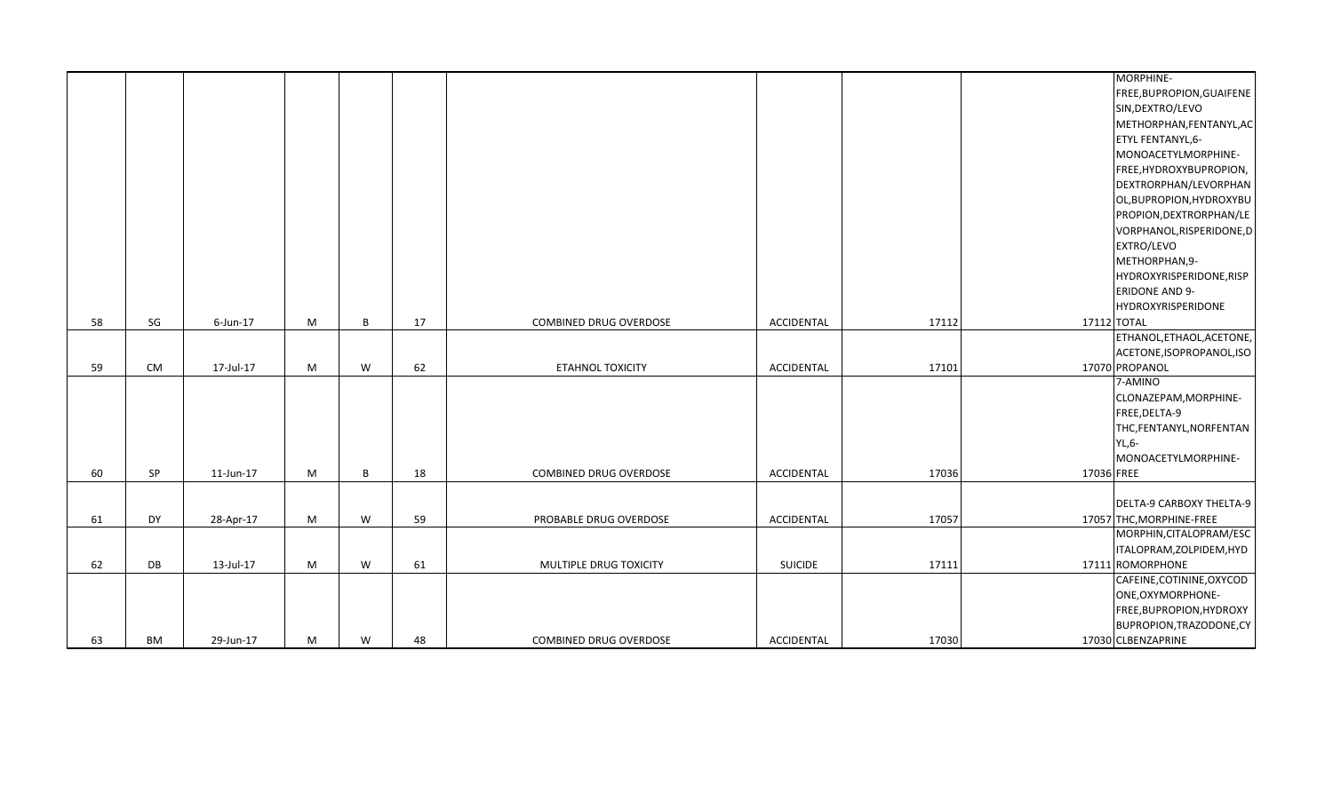| | | | | | | | | | | |
|---|---|---|---|---|---|---|---|---|---|---|
| 58 | SG | 6-Jun-17 | M | B | 17 | COMBINED DRUG OVERDOSE | ACCIDENTAL | 17112 | 17112 | MORPHINE-FREE,BUPROPION,GUAIFENESIN,DEXTRO/LEVO METHORPHAN,FENTANYL,ACETYL FENTANYL,6-MONOACETYLMORPHINE-FREE,HYDROXYBUPROPION,DEXTRORPHAN/LEVORPHANOL,BUPROPION,HYDROXYBUPROPION,DEXTRORPHAN/LEVORPHANOL,RISPERIDONE,DEXTRO/LEVO METHORPHAN,9-HYDROXYRISPERIDONE,RISPERIDONE AND 9-HYDROXYRISPERIDONE TOTAL |
| 59 | CM | 17-Jul-17 | M | W | 62 | ETAHNOL TOXICITY | ACCIDENTAL | 17101 | 17070 | ETHANOL,ETHAOL,ACETONE,ACETONE,ISOPROPANOL,ISOPROPANOL |
| 60 | SP | 11-Jun-17 | M | B | 18 | COMBINED DRUG OVERDOSE | ACCIDENTAL | 17036 | 17036 | 7-AMINO CLONAZEPAM,MORPHINE-FREE,DELTA-9 THC,FENTANYL,NORFENTANYL,6-MONOACETYLMORPHINE-FREE |
| 61 | DY | 28-Apr-17 | M | W | 59 | PROBABLE DRUG OVERDOSE | ACCIDENTAL | 17057 | 17057 | DELTA-9 CARBOXY THELTA-9 THC,MORPHINE-FREE |
| 62 | DB | 13-Jul-17 | M | W | 61 | MULTIPLE DRUG TOXICITY | SUICIDE | 17111 | 17111 | MORPHIN,CITALOPRAM/ESCITALOPRAM,ZOLPIDEM,HYDROMORPHONE |
| 63 | BM | 29-Jun-17 | M | W | 48 | COMBINED DRUG OVERDOSE | ACCIDENTAL | 17030 | 17030 | CAFEINE,COTININE,OXYCODONE,OXYMORPHONE-FREE,BUPROPION,HYDROXYBUPROPION,TRAZODONE,CYCLBENZAPRINE |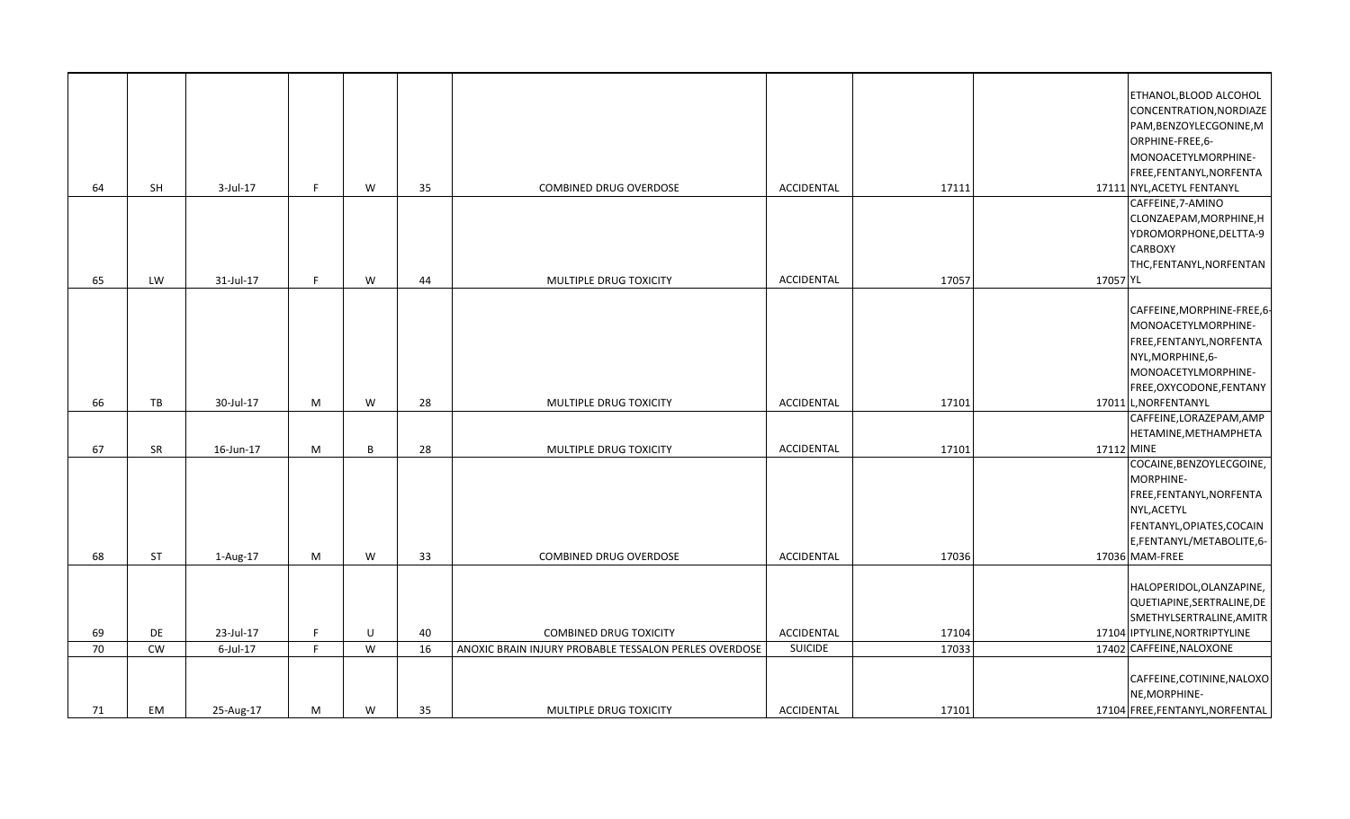| | | | | | | | | | | |
|---|---|---|---|---|---|---|---|---|---|---|
| 64 | SH | 3-Jul-17 | F | W | 35 | COMBINED DRUG OVERDOSE | ACCIDENTAL | 17111 | 17111 | ETHANOL,BLOOD ALCOHOL CONCENTRATION,NORDIAZEPAM,BENZOYLECGONINE,MORPHINE-FREE,6-MONOACETYLMORPHINE-FREE,FENTANYL,NORFENTANYL,ACETYL FENTANYL |
| 65 | LW | 31-Jul-17 | F | W | 44 | MULTIPLE DRUG TOXICITY | ACCIDENTAL | 17057 | 17057 | CAFFEINE,7-AMINO CLONZAEPAM,MORPHINE,HYDROMORPHONE,DELTTA-9 CARBOXY THC,FENTANYL,NORFENTANYL |
| 66 | TB | 30-Jul-17 | M | W | 28 | MULTIPLE DRUG TOXICITY | ACCIDENTAL | 17101 | 17011 | CAFFEINE,MORPHINE-FREE,6-MONOACETYLMORPHINE-FREE,FENTANYL,NORFENTANYL,MORPHINE,6-MONOACETYLMORPHINE-FREE,OXYCODONE,FENTANYL,NORFENTANYL |
| 67 | SR | 16-Jun-17 | M | B | 28 | MULTIPLE DRUG TOXICITY | ACCIDENTAL | 17101 | 17112 | CAFFEINE,LORAZEPAM,AMPHETAMINE,METHAMPHETAMINE |
| 68 | ST | 1-Aug-17 | M | W | 33 | COMBINED DRUG OVERDOSE | ACCIDENTAL | 17036 | 17036 | COCAINE,BENZOYLECGOINE,MORPHINE-FREE,FENTANYL,NORFENTANYL,ACETYL FENTANYL,OPIATES,COCAINE,FENTANYL/METABOLITE,6-MAM-FREE |
| 69 | DE | 23-Jul-17 | F | U | 40 | COMBINED DRUG TOXICITY | ACCIDENTAL | 17104 | 17104 | HALOPERIDOL,OLANZAPINE,QUETIAPINE,SERTRALINE,DESMETHYLSERTRALINE,AMITRIPTYLINE,NORTRIPTYLINE |
| 70 | CW | 6-Jul-17 | F | W | 16 | ANOXIC BRAIN INJURY PROBABLE TESSALON PERLES OVERDOSE | SUICIDE | 17033 | 17402 | CAFFEINE,NALOXONE |
| 71 | EM | 25-Aug-17 | M | W | 35 | MULTIPLE DRUG TOXICITY | ACCIDENTAL | 17101 | 17104 | CAFFEINE,COTININE,NALOXONE,MORPHINE-FREE,FENTANYL,NORFENTAL |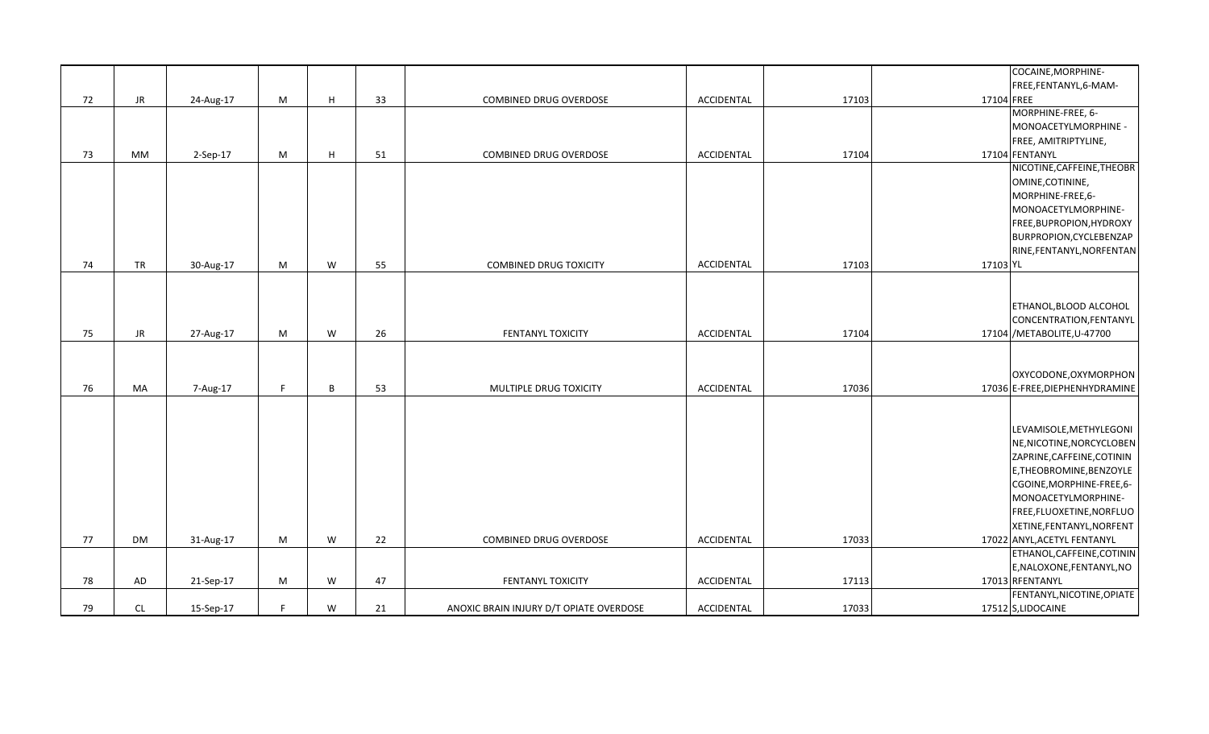| | | | | | | | | | | |
|---|---|---|---|---|---|---|---|---|---|---|
| 72 | JR | 24-Aug-17 | M | H | 33 | COMBINED DRUG OVERDOSE | ACCIDENTAL | 17103 | 17104 | COCAINE,MORPHINE-FREE,FENTANYL,6-MAM-FREE |
| 73 | MM | 2-Sep-17 | M | H | 51 | COMBINED DRUG OVERDOSE | ACCIDENTAL | 17104 | 17104 | MORPHINE-FREE, 6-MONOACETYLMORPHINE -FREE, AMITRIPTYLINE, FENTANYL |
| 74 | TR | 30-Aug-17 | M | W | 55 | COMBINED DRUG TOXICITY | ACCIDENTAL | 17103 | 17103 | NICOTINE,CAFFEINE,THEOBROMINE,COTININE,MORPHINE-FREE,6-MONOACETYLMORPHINE-FREE,BUPROPION,HYDROXYBURPROPION,CYCLEBENZAPRINE,FENTANYL,NORFENTANYL |
| 75 | JR | 27-Aug-17 | M | W | 26 | FENTANYL TOXICITY | ACCIDENTAL | 17104 | 17104 | ETHANOL,BLOOD ALCOHOL CONCENTRATION,FENTANYL/METABOLITE,U-47700 |
| 76 | MA | 7-Aug-17 | F | B | 53 | MULTIPLE DRUG TOXICITY | ACCIDENTAL | 17036 | 17036 | OXYCODONE,OXYMORPHONE-FREE,DIEPHENHYDRAMINE |
| 77 | DM | 31-Aug-17 | M | W | 22 | COMBINED DRUG OVERDOSE | ACCIDENTAL | 17033 | 17022 | LEVAMISOLE,METHYLEGONINE,NICOTINE,NORCYCLOBENZAPRINE,CAFFEINE,COTININE,THEOBROMINE,BENZOYLECGOINE,MORPHINE-FREE,6-MONOACETYLMORPHINE-FREE,FLUOXETINE,NORFLUOXETINE,FENTANYL,NORFENTANYL,ACETYL FENTANYL |
| 78 | AD | 21-Sep-17 | M | W | 47 | FENTANYL TOXICITY | ACCIDENTAL | 17113 | 17013 | ETHANOL,CAFFEINE,COTININE,NALOXONE,FENTANYL,NORFENTANYL |
| 79 | CL | 15-Sep-17 | F | W | 21 | ANOXIC BRAIN INJURY D/T OPIATE OVERDOSE | ACCIDENTAL | 17033 | 17512 | FENTANYL,NICOTINE,OPIATES,LIDOCAINE |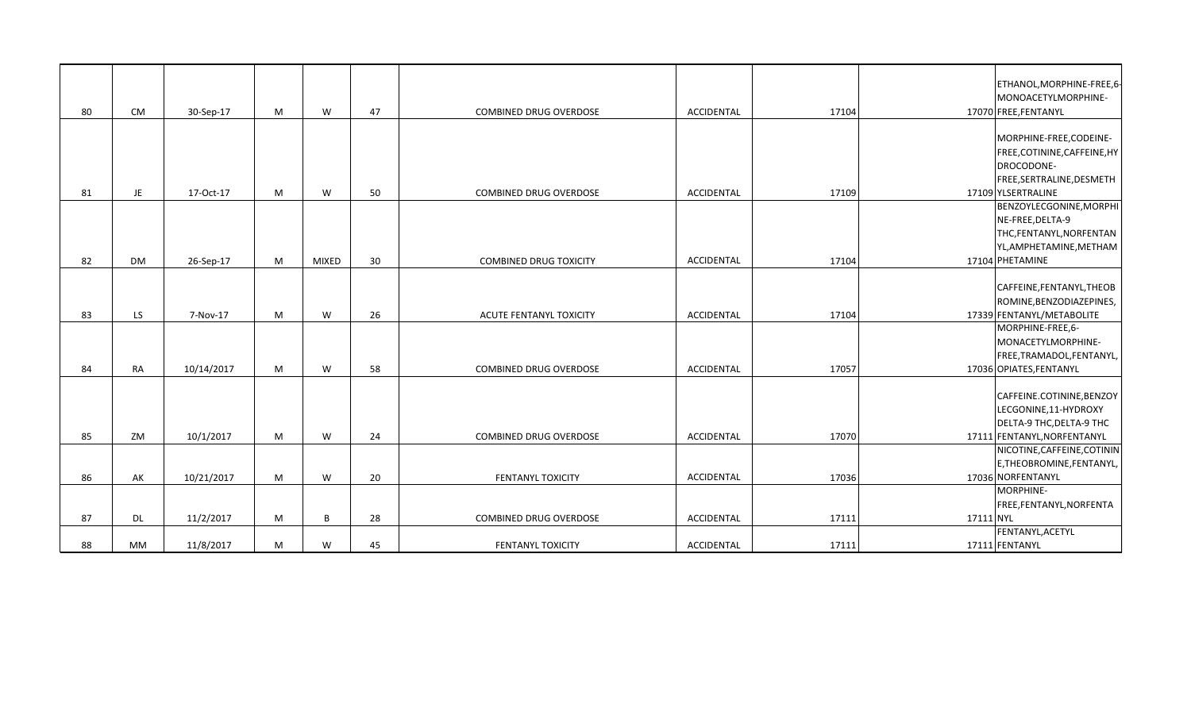| | | | | | | | | | | |
|---|---|---|---|---|---|---|---|---|---|---|
| 80 | CM | 30-Sep-17 | M | W | 47 | COMBINED DRUG OVERDOSE | ACCIDENTAL | 17104 | 17070 | ETHANOL,MORPHINE-FREE,6-MONOACETYLMORPHINE-FREE,FENTANYL |
| 81 | JE | 17-Oct-17 | M | W | 50 | COMBINED DRUG OVERDOSE | ACCIDENTAL | 17109 | 17109 | MORPHINE-FREE,CODEINE-FREE,COTININE,CAFFEINE,HYDROCODONE-FREE,SERTRALINE,DESMETHYLSERTRALINE |
| 82 | DM | 26-Sep-17 | M | MIXED | 30 | COMBINED DRUG TOXICITY | ACCIDENTAL | 17104 | 17104 | BENZOYLECGONINE,MORPHINE-FREE,DELTA-9 THC,FENTANYL,NORFENTANYL,AMPHETAMINE,METHAMPHETAMINE |
| 83 | LS | 7-Nov-17 | M | W | 26 | ACUTE FENTANYL TOXICITY | ACCIDENTAL | 17104 | 17339 | CAFFEINE,FENTANYL,THEOBROMINE,BENZODIAZEPINES,FENTANYL/METABOLITE |
| 84 | RA | 10/14/2017 | M | W | 58 | COMBINED DRUG OVERDOSE | ACCIDENTAL | 17057 | 17036 | MORPHINE-FREE,6-MONACETYLMORPHINE-FREE,TRAMADOL,FENTANYL,OPIATES,FENTANYL |
| 85 | ZM | 10/1/2017 | M | W | 24 | COMBINED DRUG OVERDOSE | ACCIDENTAL | 17070 | 17111 | CAFFEINE.COTININE,BENZOYLECGONINE,11-HYDROXY DELTA-9 THC,DELTA-9 THC,FENTANYL,NORFENTANYL |
| 86 | AK | 10/21/2017 | M | W | 20 | FENTANYL TOXICITY | ACCIDENTAL | 17036 | 17036 | NICOTINE,CAFFEINE,COTININE,THEOBROMINE,FENTANYL,NORFENTANYL |
| 87 | DL | 11/2/2017 | M | B | 28 | COMBINED DRUG OVERDOSE | ACCIDENTAL | 17111 | 17111 | MORPHINE-FREE,FENTANYL,NORFENTANYL |
| 88 | MM | 11/8/2017 | M | W | 45 | FENTANYL TOXICITY | ACCIDENTAL | 17111 | 17111 | FENTANYL,ACETYL FENTANYL |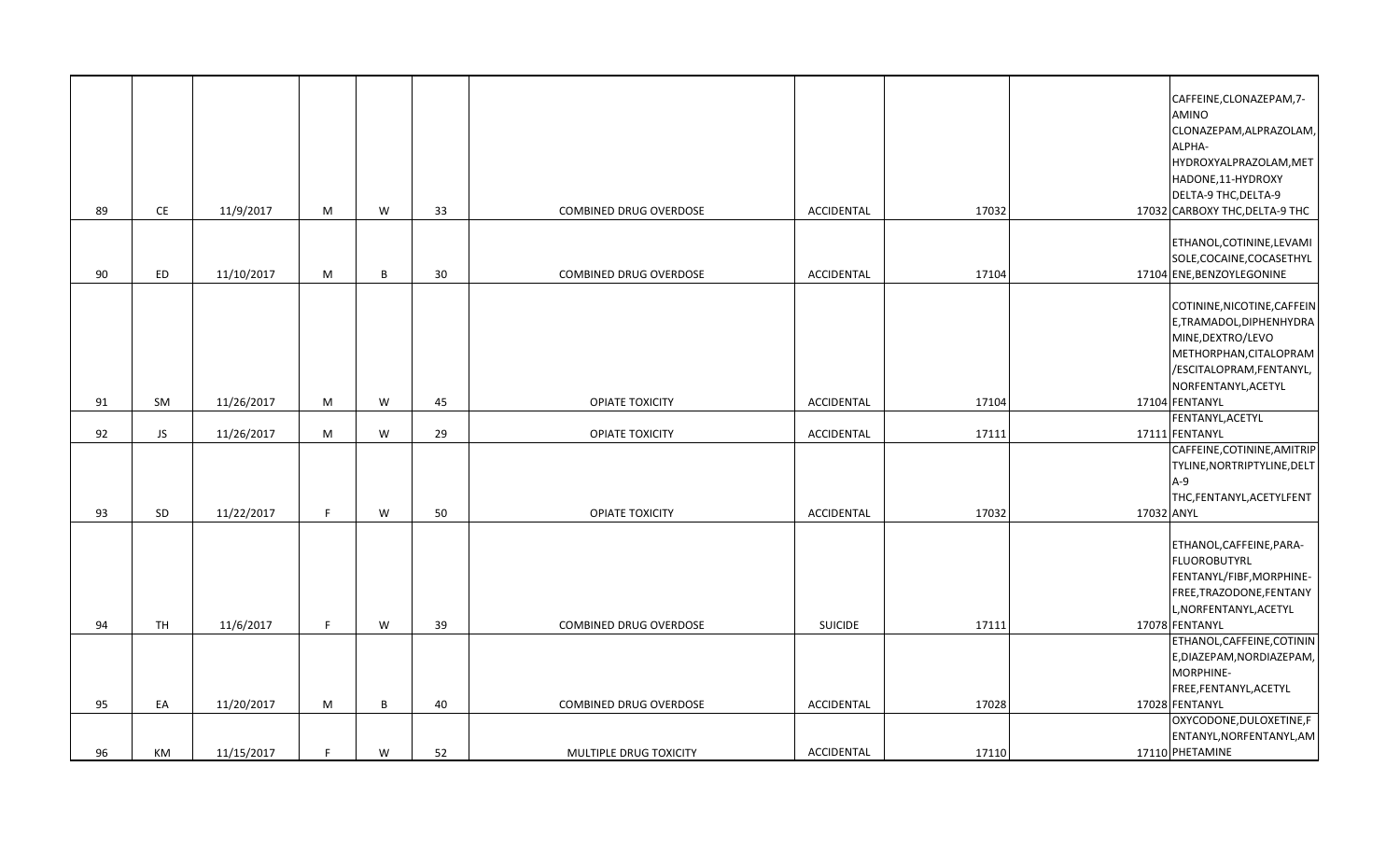|  |  |  |  |  |  |  |  |  |  |  |
|---|---|---|---|---|---|---|---|---|---|---|
| 89 | CE | 11/9/2017 | M | W | 33 | COMBINED DRUG OVERDOSE | ACCIDENTAL | 17032 | 17032 | CAFFEINE,CLONAZEPAM,7-AMINO CLONAZEPAM,ALPRAZOLAM,ALPHA-HYDROXYALPRAZOLAM,METHADONE,11-HYDROXY DELTA-9 THC,DELTA-9 CARBOXY THC,DELTA-9 THC |
| 90 | ED | 11/10/2017 | M | B | 30 | COMBINED DRUG OVERDOSE | ACCIDENTAL | 17104 | 17104 | ETHANOL,COTININE,LEVAMISOLE,COCAINE,COCASETHYLENE,BENZOYLEGONINE |
| 91 | SM | 11/26/2017 | M | W | 45 | OPIATE TOXICITY | ACCIDENTAL | 17104 | 17104 | COTININE,NICOTINE,CAFFEINE,TRAMADOL,DIPHENHYDRAMINE,DEXTRO/LEVO METHORPHAN,CITALOPRAM/ESCITALOPRAM,FENTANYL,NORFENTANYL,ACETYL FENTANYL |
| 92 | JS | 11/26/2017 | M | W | 29 | OPIATE TOXICITY | ACCIDENTAL | 17111 | 17111 | FENTANYL,ACETYL FENTANYL |
| 93 | SD | 11/22/2017 | F | W | 50 | OPIATE TOXICITY | ACCIDENTAL | 17032 | 17032 | CAFFEINE,COTININE,AMITRIPTYLINE,NORTRIPTYLINE,DELTA-9 THC,FENTANYL,ACETYLFENTANYL |
| 94 | TH | 11/6/2017 | F | W | 39 | COMBINED DRUG OVERDOSE | SUICIDE | 17111 | 17078 | ETHANOL,CAFFEINE,PARA-FLUOROBUTYRL FENTANYL/FIBF,MORPHINE-FREE,TRAZODONE,FENTANYL,NORFENTANYL,ACETYL FENTANYL |
| 95 | EA | 11/20/2017 | M | B | 40 | COMBINED DRUG OVERDOSE | ACCIDENTAL | 17028 | 17028 | ETHANOL,CAFFEINE,COTININE,DIAZEPAM,NORDIAZEPAM,MORPHINE-FREE,FENTANYL,ACETYL FENTANYL |
| 96 | KM | 11/15/2017 | F | W | 52 | MULTIPLE DRUG TOXICITY | ACCIDENTAL | 17110 | 17110 | OXYCODONE,DULOXETINE,FENTANYL,NORFENTANYL,AMPHETAMINE |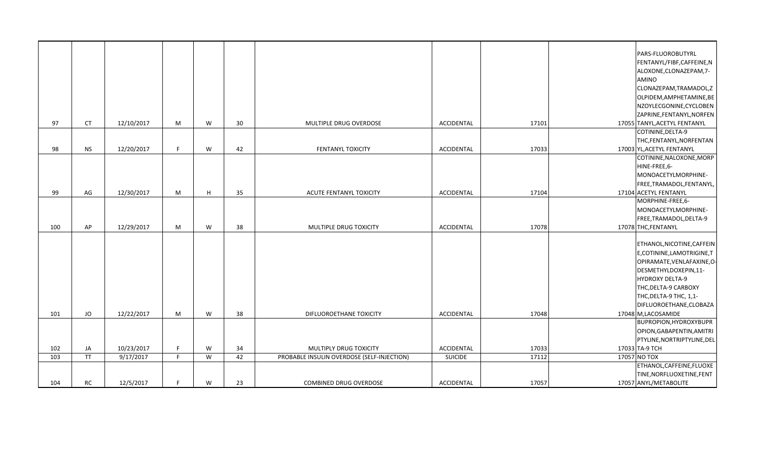| | | | | | | | | | | |
|---|---|---|---|---|---|---|---|---|---|---|
| 97 | CT | 12/10/2017 | M | W | 30 | MULTIPLE DRUG OVERDOSE | ACCIDENTAL | 17101 | 17055 | PARS-FLUOROBUTYRL FENTANYL/FIBF,CAFFEINE,NALOXONE,CLONAZEPAM,7-AMINO CLONAZEPAM,TRAMADOL,ZOLPIDEM,AMPHETAMINE,BENZOYLECGONINE,CYCLOBENZAPRINE,FENTANYL,NORFENTANYL,ACETYL FENTANYL |
| 98 | NS | 12/20/2017 | F | W | 42 | FENTANYL TOXICITY | ACCIDENTAL | 17033 | 17003 | COTININE,DELTA-9 THC,FENTANYL,NORFENTANYL,ACETYL FENTANYL |
| 99 | AG | 12/30/2017 | M | H | 35 | ACUTE FENTANYL TOXICITY | ACCIDENTAL | 17104 | 17104 | COTININE,NALOXONE,MORPHINE-FREE,6-MONOACETYLMORPHINE-FREE,TRAMADOL,FENTANYL,ACETYL FENTANYL |
| 100 | AP | 12/29/2017 | M | W | 38 | MULTIPLE DRUG TOXICITY | ACCIDENTAL | 17078 | 17078 | MORPHINE-FREE,6-MONOACETYLMORPHINE-FREE,TRAMADOL,DELTA-9 THC,FENTANYL |
| 101 | JO | 12/22/2017 | M | W | 38 | DIFLUOROETHANE TOXICITY | ACCIDENTAL | 17048 | 17048 | ETHANOL,NICOTINE,CAFFEINE,COTININE,LAMOTRIGINE,TOPIRAMATE,VENLAFAXINE,O-DESMETHYLDOXEPIN,11-HYDROXY DELTA-9 THC,DELTA-9 CARBOXY THC,DELTA-9 THC, 1,1-DIFLUOROETHANE,CLOBAZAM,LACOSAMIDE |
| 102 | JA | 10/23/2017 | F | W | 34 | MULTIPLY DRUG TOXICITY | ACCIDENTAL | 17033 | 17033 | BUPROPION,HYDROXYBUPROPION,GABAPENTIN,AMITRIPTYLINE,NORTRIPTYLINE,DELTA-9 TCH |
| 103 | TT | 9/17/2017 | F | W | 42 | PROBABLE INSULIN OVERDOSE (SELF-INJECTION) | SUICIDE | 17112 | 17057 | NO TOX |
| 104 | RC | 12/5/2017 | F | W | 23 | COMBINED DRUG OVERDOSE | ACCIDENTAL | 17057 | 17057 | ETHANOL,CAFFEINE,FLUOXETINE,NORFLUOXETINE,FENTANYL/METABOLITE |